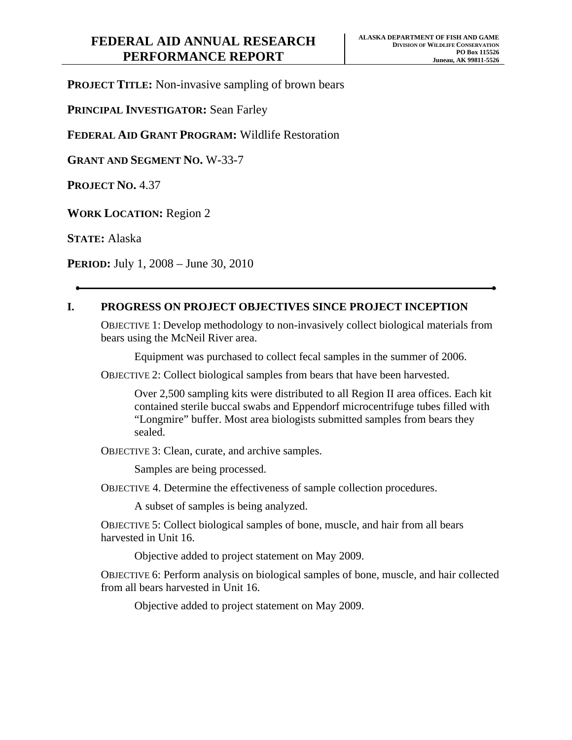# FEDERAL AID ANNUAL RESEARCH PERFORMANCE REPORT

**ALASKA DEPARTMENT OF FISH AND GAME**
**DIVISION OF WILDLIFE CONSERVATION**
**PO Box 115526**
**Juneau, AK 99811-5526**

**PROJECT TITLE:** Non-invasive sampling of brown bears

**PRINCIPAL INVESTIGATOR:** Sean Farley

**FEDERAL AID GRANT PROGRAM:** Wildlife Restoration

**GRANT AND SEGMENT NO.** W-33-7

**PROJECT NO.** 4.37

**WORK LOCATION:** Region 2

**STATE:** Alaska

**PERIOD:** July 1, 2008 – June 30, 2010

---

## I. PROGRESS ON PROJECT OBJECTIVES SINCE PROJECT INCEPTION

OBJECTIVE 1: Develop methodology to non-invasively collect biological materials from bears using the McNeil River area.

Equipment was purchased to collect fecal samples in the summer of 2006.

OBJECTIVE 2: Collect biological samples from bears that have been harvested.

Over 2,500 sampling kits were distributed to all Region II area offices. Each kit contained sterile buccal swabs and Eppendorf microcentrifuge tubes filled with "Longmire" buffer. Most area biologists submitted samples from bears they sealed.

OBJECTIVE 3: Clean, curate, and archive samples.

Samples are being processed.

OBJECTIVE 4. Determine the effectiveness of sample collection procedures.

A subset of samples is being analyzed.

OBJECTIVE 5: Collect biological samples of bone, muscle, and hair from all bears harvested in Unit 16.

Objective added to project statement on May 2009.

OBJECTIVE 6: Perform analysis on biological samples of bone, muscle, and hair collected from all bears harvested in Unit 16.

Objective added to project statement on May 2009.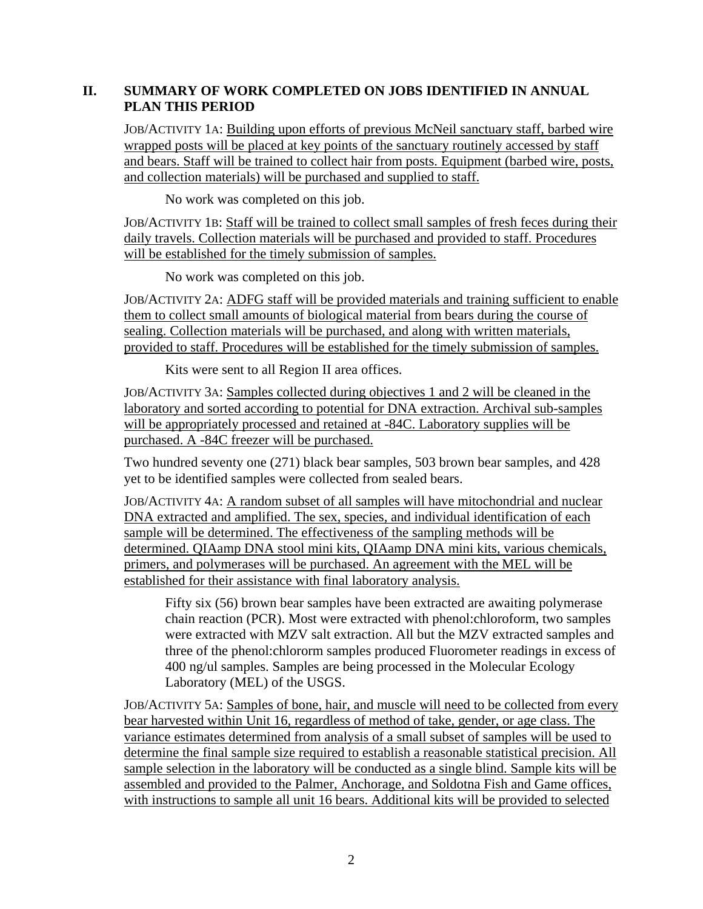## II. SUMMARY OF WORK COMPLETED ON JOBS IDENTIFIED IN ANNUAL PLAN THIS PERIOD

JOB/ACTIVITY 1A: Building upon efforts of previous McNeil sanctuary staff, barbed wire wrapped posts will be placed at key points of the sanctuary routinely accessed by staff and bears. Staff will be trained to collect hair from posts. Equipment (barbed wire, posts, and collection materials) will be purchased and supplied to staff.

No work was completed on this job.

JOB/ACTIVITY 1B: Staff will be trained to collect small samples of fresh feces during their daily travels. Collection materials will be purchased and provided to staff. Procedures will be established for the timely submission of samples.

No work was completed on this job.

JOB/ACTIVITY 2A: ADFG staff will be provided materials and training sufficient to enable them to collect small amounts of biological material from bears during the course of sealing. Collection materials will be purchased, and along with written materials, provided to staff. Procedures will be established for the timely submission of samples.

Kits were sent to all Region II area offices.

JOB/ACTIVITY 3A: Samples collected during objectives 1 and 2 will be cleaned in the laboratory and sorted according to potential for DNA extraction. Archival sub-samples will be appropriately processed and retained at -84C. Laboratory supplies will be purchased. A -84C freezer will be purchased.

Two hundred seventy one (271) black bear samples, 503 brown bear samples, and 428 yet to be identified samples were collected from sealed bears.

JOB/ACTIVITY 4A: A random subset of all samples will have mitochondrial and nuclear DNA extracted and amplified. The sex, species, and individual identification of each sample will be determined. The effectiveness of the sampling methods will be determined. QIAamp DNA stool mini kits, QIAamp DNA mini kits, various chemicals, primers, and polymerases will be purchased. An agreement with the MEL will be established for their assistance with final laboratory analysis.

Fifty six (56) brown bear samples have been extracted are awaiting polymerase chain reaction (PCR). Most were extracted with phenol:chloroform, two samples were extracted with MZV salt extraction. All but the MZV extracted samples and three of the phenol:chlororm samples produced Fluorometer readings in excess of 400 ng/ul samples. Samples are being processed in the Molecular Ecology Laboratory (MEL) of the USGS.

JOB/ACTIVITY 5A: Samples of bone, hair, and muscle will need to be collected from every bear harvested within Unit 16, regardless of method of take, gender, or age class. The variance estimates determined from analysis of a small subset of samples will be used to determine the final sample size required to establish a reasonable statistical precision. All sample selection in the laboratory will be conducted as a single blind. Sample kits will be assembled and provided to the Palmer, Anchorage, and Soldotna Fish and Game offices, with instructions to sample all unit 16 bears. Additional kits will be provided to selected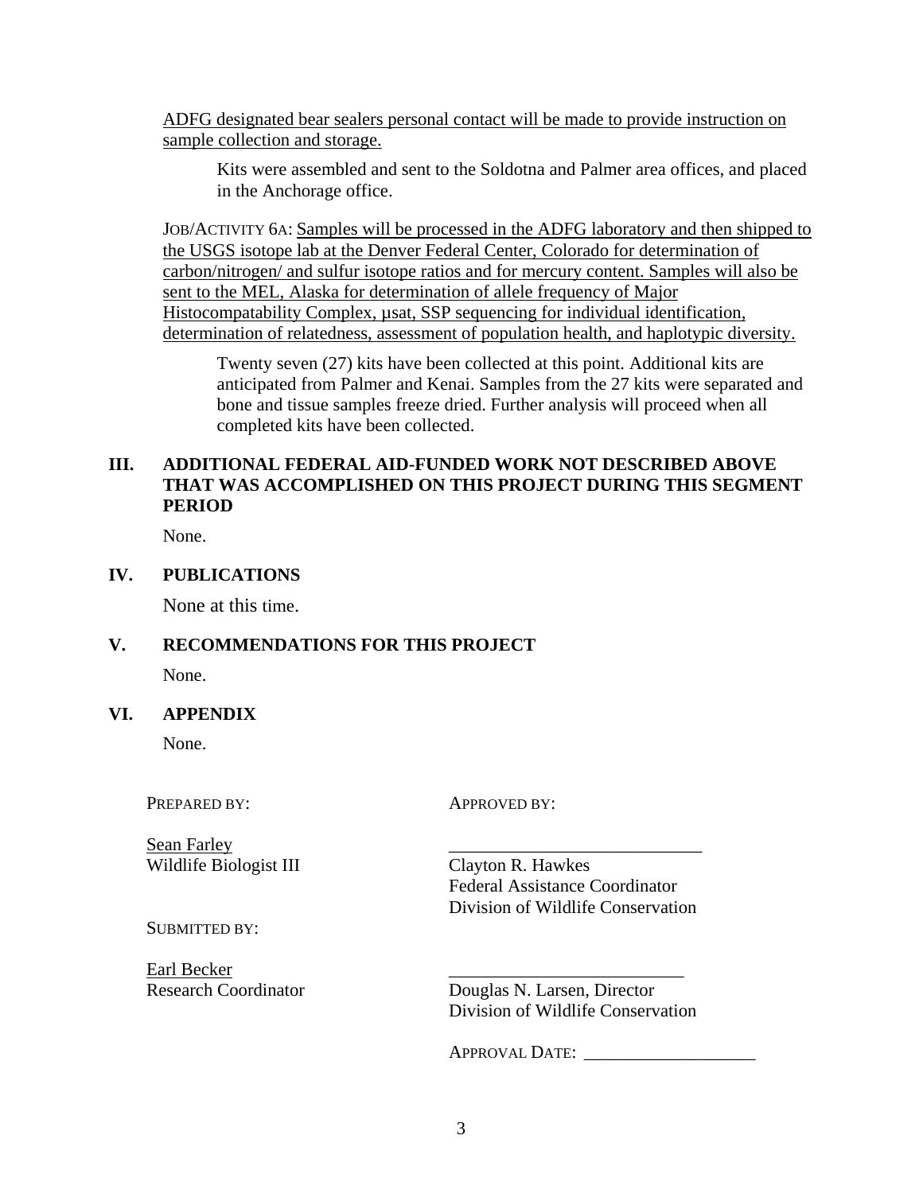ADFG designated bear sealers personal contact will be made to provide instruction on sample collection and storage.

Kits were assembled and sent to the Soldotna and Palmer area offices, and placed in the Anchorage office.

JOB/ACTIVITY 6A: Samples will be processed in the ADFG laboratory and then shipped to the USGS isotope lab at the Denver Federal Center, Colorado for determination of carbon/nitrogen/ and sulfur isotope ratios and for mercury content. Samples will also be sent to the MEL, Alaska for determination of allele frequency of Major Histocompatability Complex, µsat, SSP sequencing for individual identification, determination of relatedness, assessment of population health, and haplotypic diversity.

Twenty seven (27) kits have been collected at this point. Additional kits are anticipated from Palmer and Kenai. Samples from the 27 kits were separated and bone and tissue samples freeze dried. Further analysis will proceed when all completed kits have been collected.

## III. ADDITIONAL FEDERAL AID-FUNDED WORK NOT DESCRIBED ABOVE THAT WAS ACCOMPLISHED ON THIS PROJECT DURING THIS SEGMENT PERIOD

None.

## IV. PUBLICATIONS

None at this time.

## V. RECOMMENDATIONS FOR THIS PROJECT

None.

## VI. APPENDIX

None.

PREPARED BY:

Sean Farley
Wildlife Biologist III

SUBMITTED BY:

Earl Becker
Research Coordinator

APPROVED BY:

____________________________
Clayton R. Hawkes
Federal Assistance Coordinator
Division of Wildlife Conservation

__________________________
Douglas N. Larsen, Director
Division of Wildlife Conservation

APPROVAL DATE: ___________________